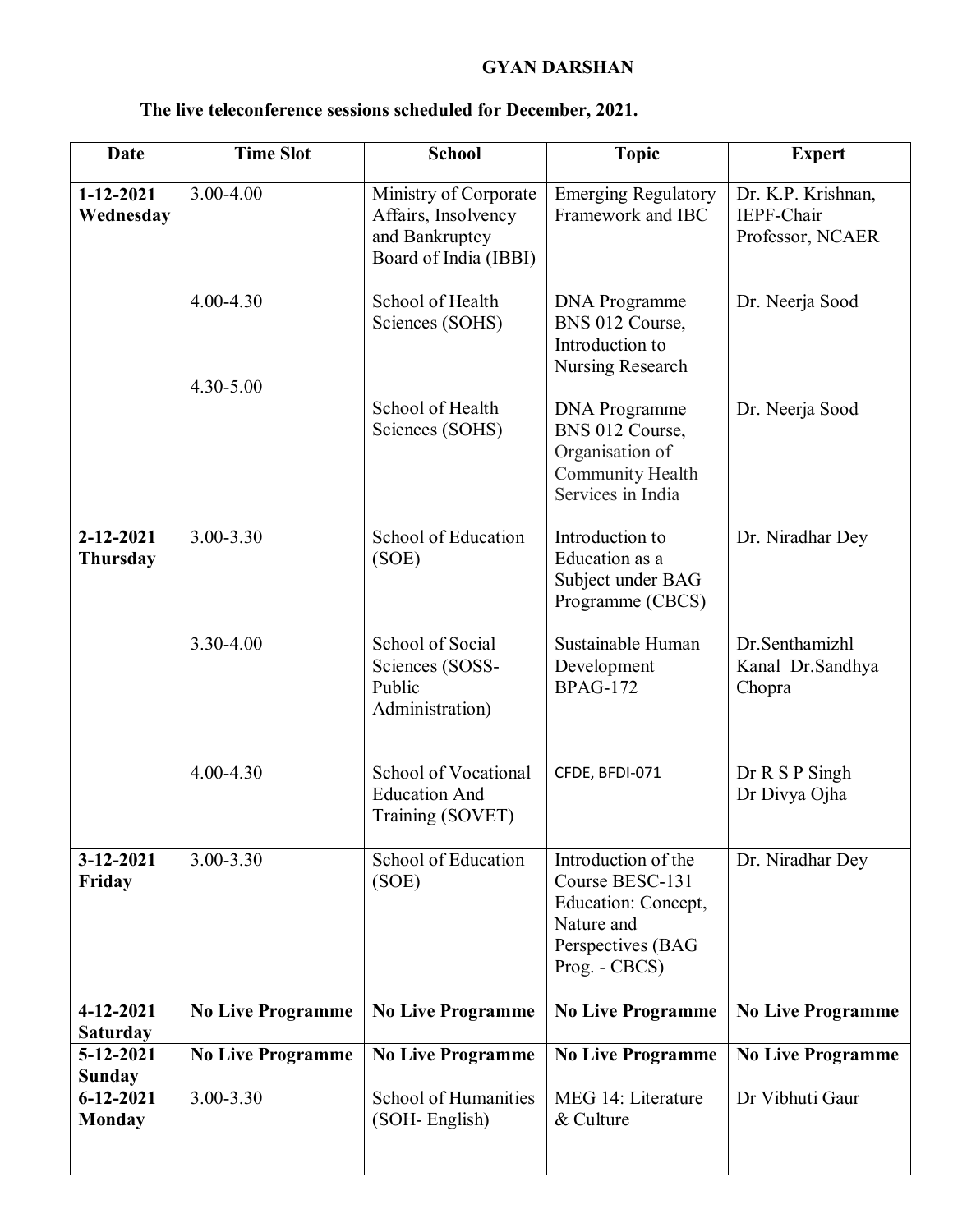**GYAN DARSHAN**

**The live teleconference sessions scheduled for December, 2021.**

| Date | Time Slot | School | Topic | Expert |
|---|---|---|---|---|
| **1-12-2021 Wednesday** | 3.00-4.00 | Ministry of Corporate Affairs, Insolvency and Bankruptcy Board of India (IBBI) | Emerging Regulatory Framework and IBC | Dr. K.P. Krishnan, IEPF-Chair Professor, NCAER |
| | 4.00-4.30 | School of Health Sciences (SOHS) | DNA Programme BNS 012 Course, Introduction to Nursing Research | Dr. Neerja Sood |
| | 4.30-5.00 | School of Health Sciences (SOHS) | DNA Programme BNS 012 Course, Organisation of Community Health Services in India | Dr. Neerja Sood |
| **2-12-2021 Thursday** | 3.00-3.30 | School of Education (SOE) | Introduction to Education as a Subject under BAG Programme (CBCS) | Dr. Niradhar Dey |
| | 3.30-4.00 | School of Social Sciences (SOSS-Public Administration) | Sustainable Human Development BPAG-172 | Dr.Senthamizhl Kanal Dr.Sandhya Chopra |
| | 4.00-4.30 | School of Vocational Education And Training (SOVET) | CFDE, BFDI-071 | Dr R S P Singh Dr Divya Ojha |
| **3-12-2021 Friday** | 3.00-3.30 | School of Education (SOE) | Introduction of the Course BESC-131 Education: Concept, Nature and Perspectives (BAG Prog. - CBCS) | Dr. Niradhar Dey |
| **4-12-2021 Saturday** | **No Live Programme** | **No Live Programme** | **No Live Programme** | **No Live Programme** |
| **5-12-2021 Sunday** | **No Live Programme** | **No Live Programme** | **No Live Programme** | **No Live Programme** |
| **6-12-2021 Monday** | 3.00-3.30 | School of Humanities (SOH- English) | MEG 14: Literature & Culture | Dr Vibhuti Gaur |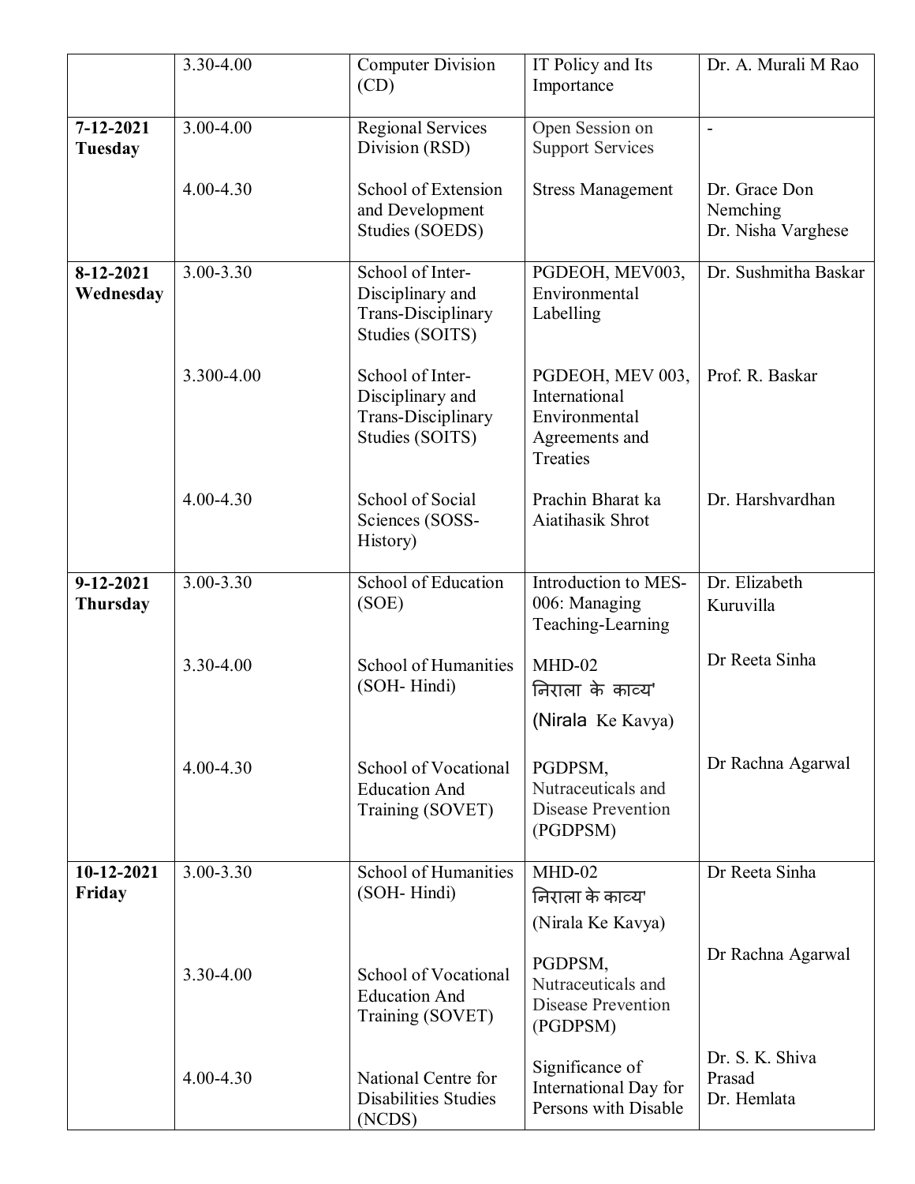| | | | | |
|---|---|---|---|---|
| | 3.30-4.00 | Computer Division (CD) | IT Policy and Its Importance | Dr. A. Murali M Rao |
| **7-12-2021 Tuesday** | 3.00-4.00 | Regional Services Division (RSD) | Open Session on Support Services | - |
| | 4.00-4.30 | School of Extension and Development Studies (SOEDS) | Stress Management | Dr. Grace Don Nemching<br>Dr. Nisha Varghese |
| **8-12-2021 Wednesday** | 3.00-3.30 | School of Inter-Disciplinary and Trans-Disciplinary Studies (SOITS) | PGDEOH, MEV003, Environmental Labelling | Dr. Sushmitha Baskar |
| | 3.300-4.00 | School of Inter-Disciplinary and Trans-Disciplinary Studies (SOITS) | PGDEOH, MEV 003, International Environmental Agreements and Treaties | Prof. R. Baskar |
| | 4.00-4.30 | School of Social Sciences (SOSS-History) | Prachin Bharat ka Aiatihasik Shrot | Dr. Harshvardhan |
| **9-12-2021 Thursday** | 3.00-3.30 | School of Education (SOE) | Introduction to MES-006: Managing Teaching-Learning | Dr. Elizabeth Kuruvilla |
| | 3.30-4.00 | School of Humanities (SOH- Hindi) | MHD-02<br>निराला के काव्य'<br>(Nirala Ke Kavya) | Dr Reeta Sinha |
| | 4.00-4.30 | School of Vocational Education And Training (SOVET) | PGDPSM, Nutraceuticals and Disease Prevention (PGDPSM) | Dr Rachna Agarwal |
| **10-12-2021 Friday** | 3.00-3.30 | School of Humanities (SOH- Hindi) | MHD-02<br>निराला के काव्य'<br>(Nirala Ke Kavya) | Dr Reeta Sinha |
| | 3.30-4.00 | School of Vocational Education And Training (SOVET) | PGDPSM, Nutraceuticals and Disease Prevention (PGDPSM) | Dr Rachna Agarwal |
| | 4.00-4.30 | National Centre for Disabilities Studies (NCDS) | Significance of International Day for Persons with Disable | Dr. S. K. Shiva Prasad<br>Dr. Hemlata |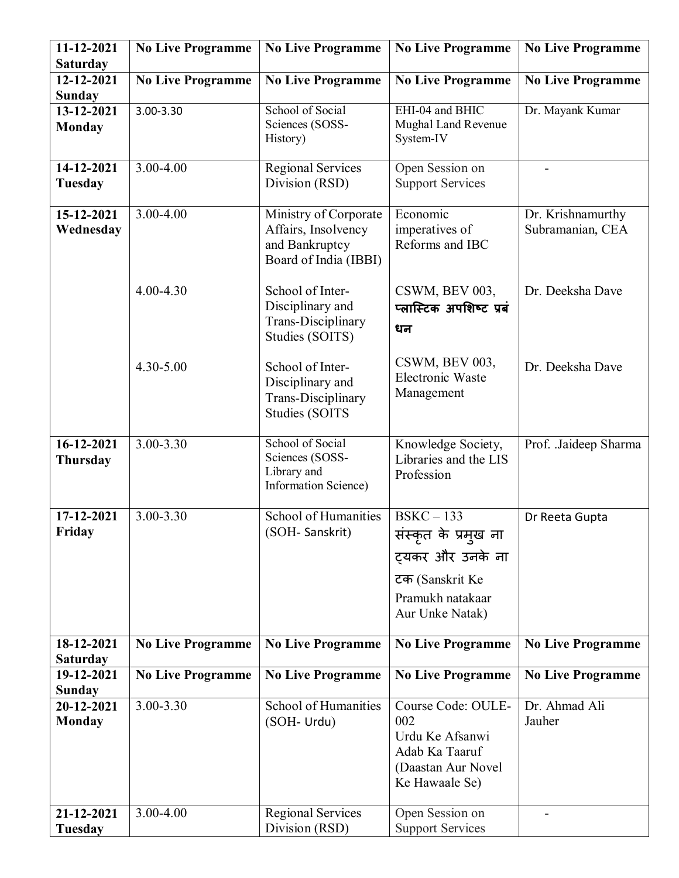| **11-12-2021 Saturday** | **No Live Programme** | **No Live Programme** | **No Live Programme** | **No Live Programme** |
|---|---|---|---|---|
| **12-12-2021 Sunday** | **No Live Programme** | **No Live Programme** | **No Live Programme** | **No Live Programme** |
| **13-12-2021 Monday** | 3.00-3.30 | School of Social Sciences (SOSS-History) | EHI-04 and BHIC Mughal Land Revenue System-IV | Dr. Mayank Kumar |
| **14-12-2021 Tuesday** | 3.00-4.00 | Regional Services Division (RSD) | Open Session on Support Services | - |
| **15-12-2021 Wednesday** | 3.00-4.00 | Ministry of Corporate Affairs, Insolvency and Bankruptcy Board of India (IBBI) | Economic imperatives of Reforms and IBC | Dr. Krishnamurthy Subramanian, CEA |
| | 4.00-4.30 | School of Inter-Disciplinary and Trans-Disciplinary Studies (SOITS) | CSWM, BEV 003, **प्लास्टिक अपशिष्ट प्रबंधन** | Dr. Deeksha Dave |
| | 4.30-5.00 | School of Inter-Disciplinary and Trans-Disciplinary Studies (SOITS | CSWM, BEV 003, Electronic Waste Management | Dr. Deeksha Dave |
| **16-12-2021 Thursday** | 3.00-3.30 | School of Social Sciences (SOSS-Library and Information Science) | Knowledge Society, Libraries and the LIS Profession | Prof. .Jaideep Sharma |
| **17-12-2021 Friday** | 3.00-3.30 | School of Humanities (SOH- Sanskrit) | BSKC – 133 संस्कृत के प्रमुख नाट्यकर और उनके नाटक (Sanskrit Ke Pramukh natakaar Aur Unke Natak) | Dr Reeta Gupta |
| **18-12-2021 Saturday** | **No Live Programme** | **No Live Programme** | **No Live Programme** | **No Live Programme** |
| **19-12-2021 Sunday** | **No Live Programme** | **No Live Programme** | **No Live Programme** | **No Live Programme** |
| **20-12-2021 Monday** | 3.00-3.30 | School of Humanities (SOH- Urdu) | Course Code: OULE-002 Urdu Ke Afsanwi Adab Ka Taaruf (Daastan Aur Novel Ke Hawaale Se) | Dr. Ahmad Ali Jauher |
| **21-12-2021 Tuesday** | 3.00-4.00 | Regional Services Division (RSD) | Open Session on Support Services | - |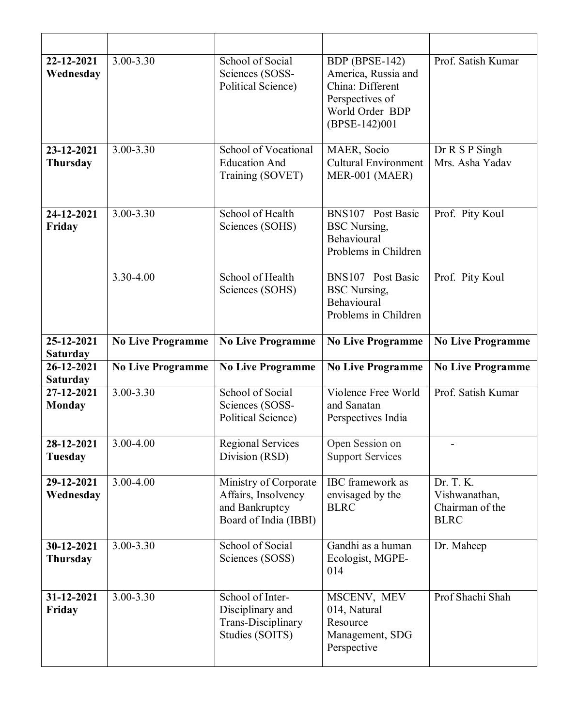| | | | | |
|---|---|---|---|---|
| **22-12-2021 Wednesday** | 3.00-3.30 | School of Social Sciences (SOSS-Political Science) | BDP (BPSE-142) America, Russia and China: Different Perspectives of World Order BDP (BPSE-142)001 | Prof. Satish Kumar |
| **23-12-2021 Thursday** | 3.00-3.30 | School of Vocational Education And Training (SOVET) | MAER, Socio Cultural Environment MER-001 (MAER) | Dr R S P Singh Mrs. Asha Yadav |
| **24-12-2021 Friday** | 3.00-3.30 | School of Health Sciences (SOHS) | BNS107 Post Basic BSC Nursing, Behavioural Problems in Children | Prof. Pity Koul |
| | 3.30-4.00 | School of Health Sciences (SOHS) | BNS107 Post Basic BSC Nursing, Behavioural Problems in Children | Prof. Pity Koul |
| **25-12-2021 Saturday** | **No Live Programme** | **No Live Programme** | **No Live Programme** | **No Live Programme** |
| **26-12-2021 Saturday** | **No Live Programme** | **No Live Programme** | **No Live Programme** | **No Live Programme** |
| **27-12-2021 Monday** | 3.00-3.30 | School of Social Sciences (SOSS-Political Science) | Violence Free World and Sanatan Perspectives India | Prof. Satish Kumar |
| **28-12-2021 Tuesday** | 3.00-4.00 | Regional Services Division (RSD) | Open Session on Support Services | - |
| **29-12-2021 Wednesday** | 3.00-4.00 | Ministry of Corporate Affairs, Insolvency and Bankruptcy Board of India (IBBI) | IBC framework as envisaged by the BLRC | Dr. T. K. Vishwanathan, Chairman of the BLRC |
| **30-12-2021 Thursday** | 3.00-3.30 | School of Social Sciences (SOSS) | Gandhi as a human Ecologist, MGPE-014 | Dr. Maheep |
| **31-12-2021 Friday** | 3.00-3.30 | School of Inter-Disciplinary and Trans-Disciplinary Studies (SOITS) | MSCENV, MEV 014, Natural Resource Management, SDG Perspective | Prof Shachi Shah |